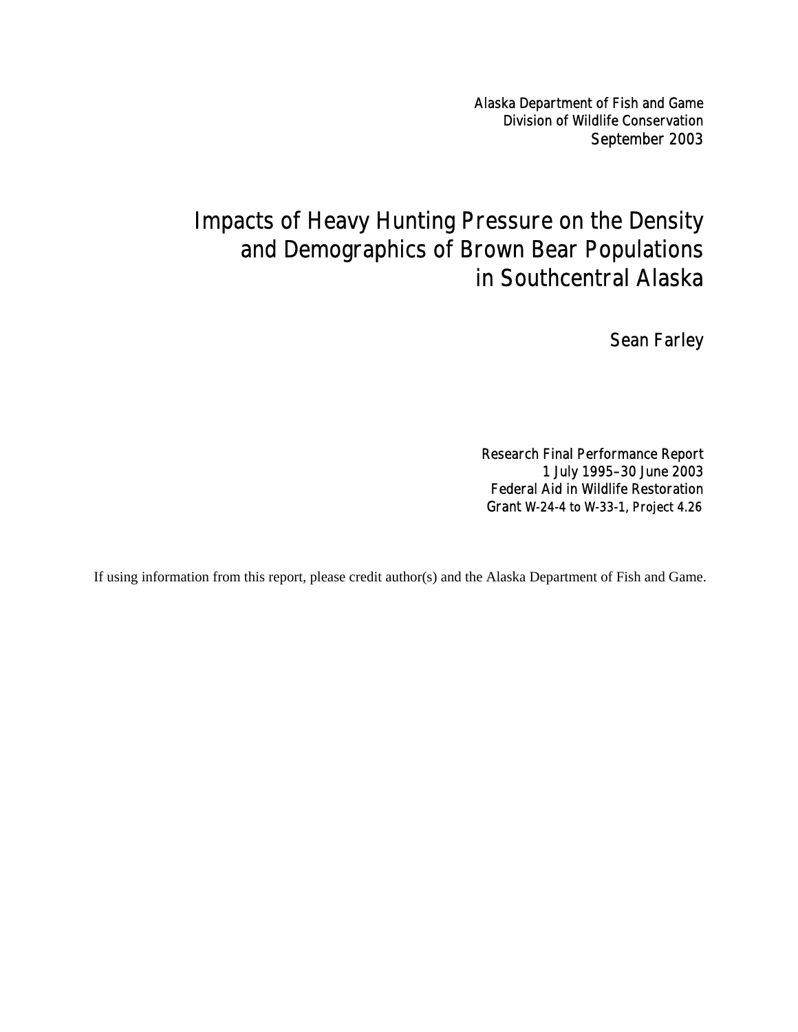Alaska Department of Fish and Game
Division of Wildlife Conservation
September 2003

# Impacts of Heavy Hunting Pressure on the Density and Demographics of Brown Bear Populations in Southcentral Alaska

Sean Farley

Research Final Performance Report
1 July 1995–30 June 2003
Federal Aid in Wildlife Restoration
Grant W-24-4 to W-33-1, Project 4.26

If using information from this report, please credit author(s) and the Alaska Department of Fish and Game.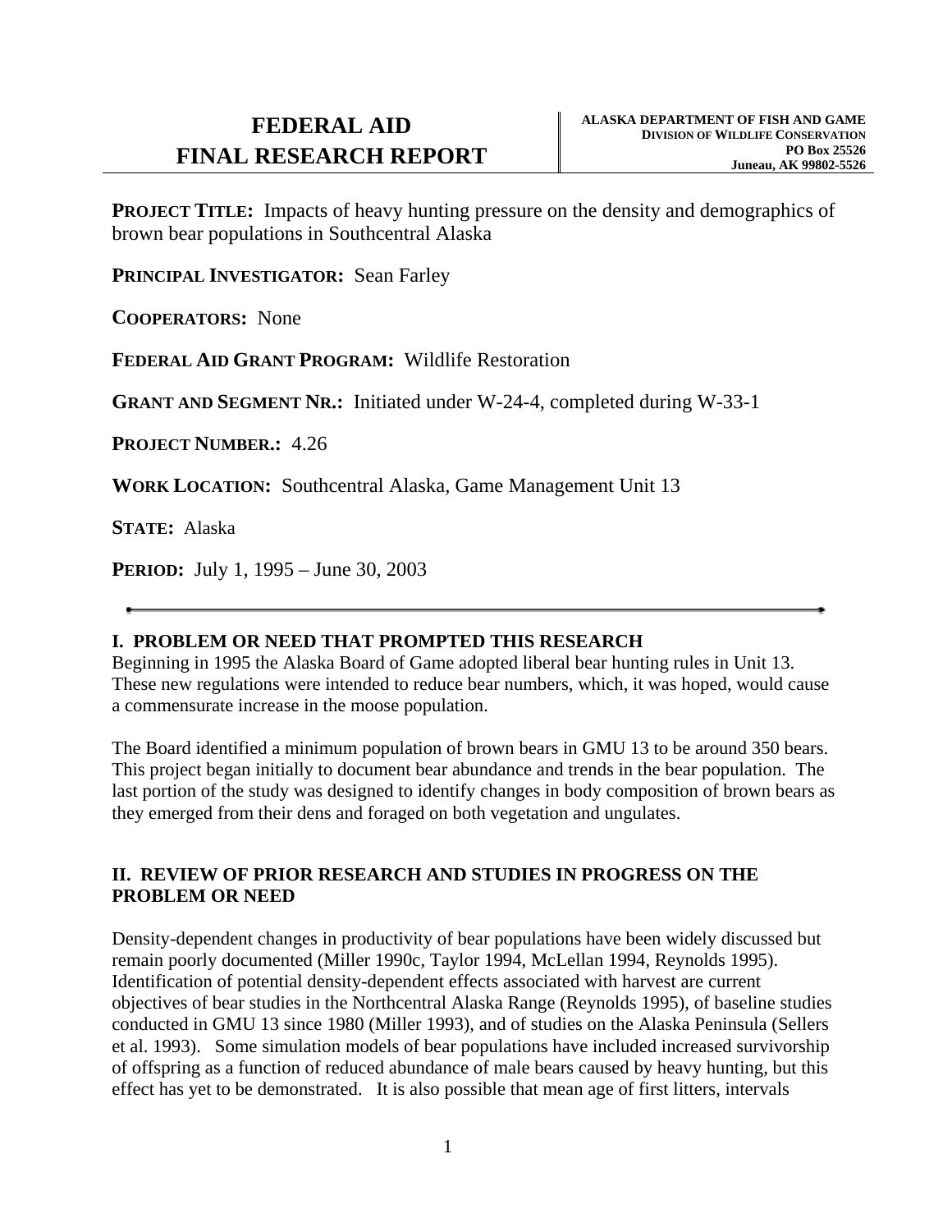# FEDERAL AID FINAL RESEARCH REPORT

**ALASKA DEPARTMENT OF FISH AND GAME**
**DIVISION OF WILDLIFE CONSERVATION**
**PO Box 25526**
**Juneau, AK 99802-5526**

**PROJECT TITLE:** Impacts of heavy hunting pressure on the density and demographics of brown bear populations in Southcentral Alaska

**PRINCIPAL INVESTIGATOR:** Sean Farley

**COOPERATORS:** None

**FEDERAL AID GRANT PROGRAM:** Wildlife Restoration

**GRANT AND SEGMENT NR.:** Initiated under W-24-4, completed during W-33-1

**PROJECT NUMBER.:** 4.26

**WORK LOCATION:** Southcentral Alaska, Game Management Unit 13

**STATE:** Alaska

**PERIOD:** July 1, 1995 – June 30, 2003

---

## I. PROBLEM OR NEED THAT PROMPTED THIS RESEARCH

Beginning in 1995 the Alaska Board of Game adopted liberal bear hunting rules in Unit 13. These new regulations were intended to reduce bear numbers, which, it was hoped, would cause a commensurate increase in the moose population.

The Board identified a minimum population of brown bears in GMU 13 to be around 350 bears. This project began initially to document bear abundance and trends in the bear population. The last portion of the study was designed to identify changes in body composition of brown bears as they emerged from their dens and foraged on both vegetation and ungulates.

## II. REVIEW OF PRIOR RESEARCH AND STUDIES IN PROGRESS ON THE PROBLEM OR NEED

Density-dependent changes in productivity of bear populations have been widely discussed but remain poorly documented (Miller 1990c, Taylor 1994, McLellan 1994, Reynolds 1995). Identification of potential density-dependent effects associated with harvest are current objectives of bear studies in the Northcentral Alaska Range (Reynolds 1995), of baseline studies conducted in GMU 13 since 1980 (Miller 1993), and of studies on the Alaska Peninsula (Sellers et al. 1993). Some simulation models of bear populations have included increased survivorship of offspring as a function of reduced abundance of male bears caused by heavy hunting, but this effect has yet to be demonstrated. It is also possible that mean age of first litters, intervals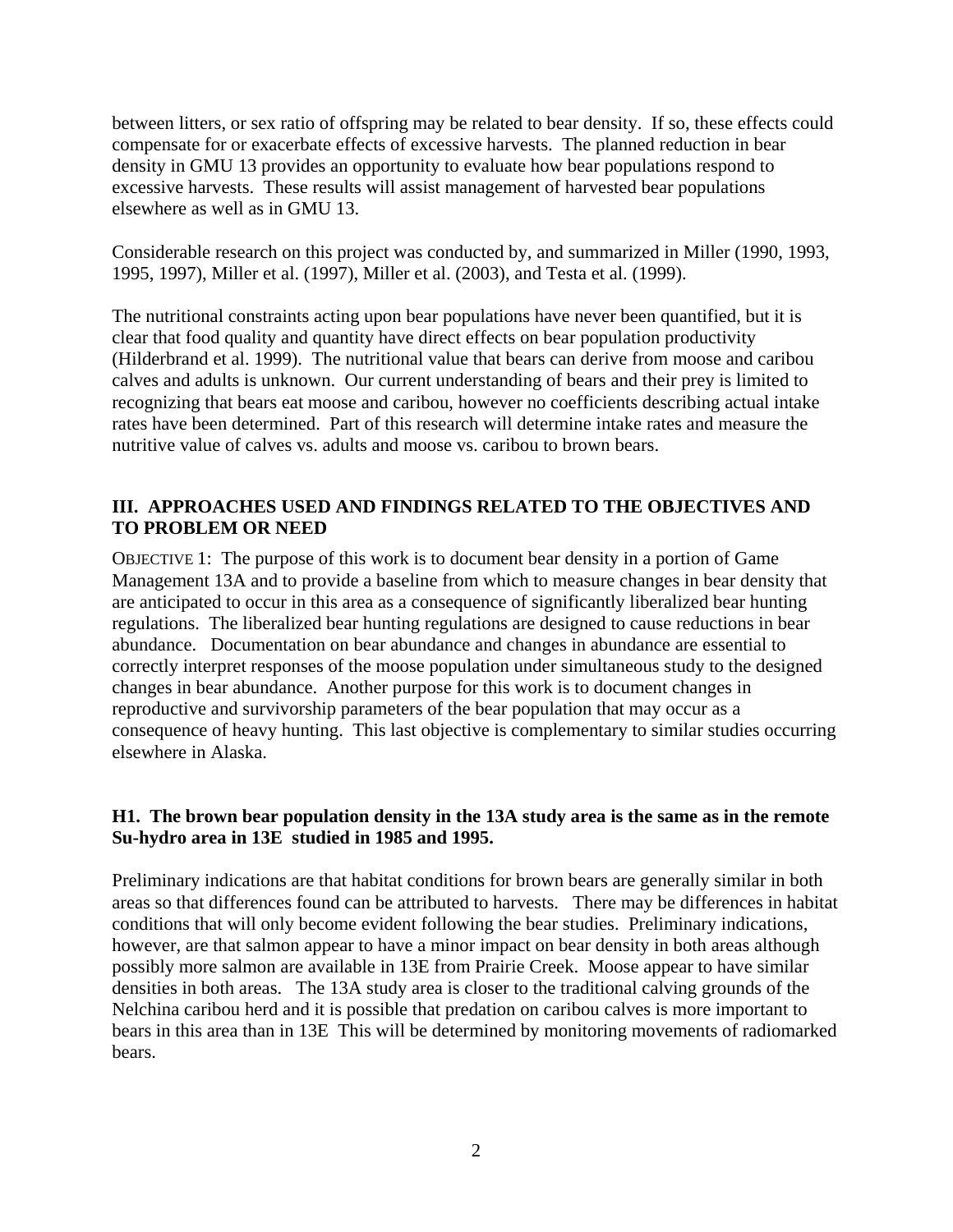between litters, or sex ratio of offspring may be related to bear density. If so, these effects could compensate for or exacerbate effects of excessive harvests. The planned reduction in bear density in GMU 13 provides an opportunity to evaluate how bear populations respond to excessive harvests. These results will assist management of harvested bear populations elsewhere as well as in GMU 13.

Considerable research on this project was conducted by, and summarized in Miller (1990, 1993, 1995, 1997), Miller et al. (1997), Miller et al. (2003), and Testa et al. (1999).

The nutritional constraints acting upon bear populations have never been quantified, but it is clear that food quality and quantity have direct effects on bear population productivity (Hilderbrand et al. 1999). The nutritional value that bears can derive from moose and caribou calves and adults is unknown. Our current understanding of bears and their prey is limited to recognizing that bears eat moose and caribou, however no coefficients describing actual intake rates have been determined. Part of this research will determine intake rates and measure the nutritive value of calves vs. adults and moose vs. caribou to brown bears.

## III. APPROACHES USED AND FINDINGS RELATED TO THE OBJECTIVES AND TO PROBLEM OR NEED

OBJECTIVE 1: The purpose of this work is to document bear density in a portion of Game Management 13A and to provide a baseline from which to measure changes in bear density that are anticipated to occur in this area as a consequence of significantly liberalized bear hunting regulations. The liberalized bear hunting regulations are designed to cause reductions in bear abundance. Documentation on bear abundance and changes in abundance are essential to correctly interpret responses of the moose population under simultaneous study to the designed changes in bear abundance. Another purpose for this work is to document changes in reproductive and survivorship parameters of the bear population that may occur as a consequence of heavy hunting. This last objective is complementary to similar studies occurring elsewhere in Alaska.

### H1. The brown bear population density in the 13A study area is the same as in the remote Su-hydro area in 13E studied in 1985 and 1995.

Preliminary indications are that habitat conditions for brown bears are generally similar in both areas so that differences found can be attributed to harvests. There may be differences in habitat conditions that will only become evident following the bear studies. Preliminary indications, however, are that salmon appear to have a minor impact on bear density in both areas although possibly more salmon are available in 13E from Prairie Creek. Moose appear to have similar densities in both areas. The 13A study area is closer to the traditional calving grounds of the Nelchina caribou herd and it is possible that predation on caribou calves is more important to bears in this area than in 13E This will be determined by monitoring movements of radiomarked bears.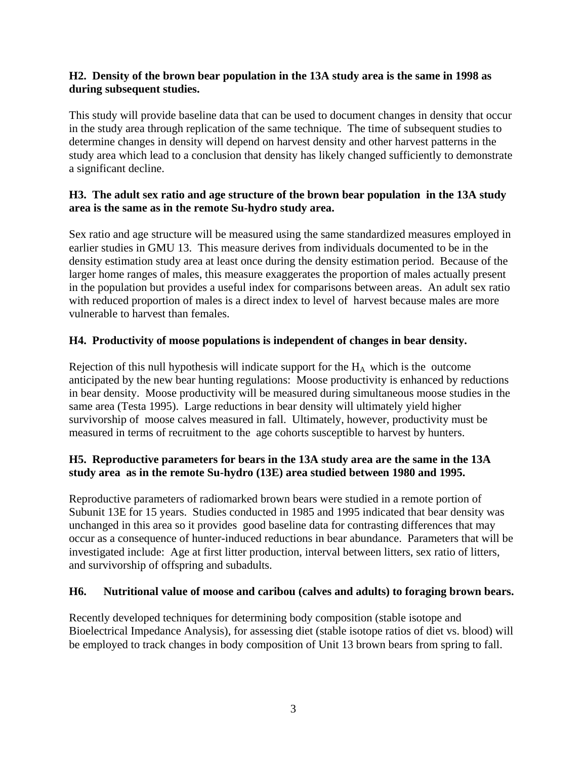**H2. Density of the brown bear population in the 13A study area is the same in 1998 as during subsequent studies.**

This study will provide baseline data that can be used to document changes in density that occur in the study area through replication of the same technique. The time of subsequent studies to determine changes in density will depend on harvest density and other harvest patterns in the study area which lead to a conclusion that density has likely changed sufficiently to demonstrate a significant decline.

**H3. The adult sex ratio and age structure of the brown bear population in the 13A study area is the same as in the remote Su-hydro study area.**

Sex ratio and age structure will be measured using the same standardized measures employed in earlier studies in GMU 13. This measure derives from individuals documented to be in the density estimation study area at least once during the density estimation period. Because of the larger home ranges of males, this measure exaggerates the proportion of males actually present in the population but provides a useful index for comparisons between areas. An adult sex ratio with reduced proportion of males is a direct index to level of harvest because males are more vulnerable to harvest than females.

**H4. Productivity of moose populations is independent of changes in bear density.**

Rejection of this null hypothesis will indicate support for the $H_A$ which is the outcome anticipated by the new bear hunting regulations: Moose productivity is enhanced by reductions in bear density. Moose productivity will be measured during simultaneous moose studies in the same area (Testa 1995). Large reductions in bear density will ultimately yield higher survivorship of moose calves measured in fall. Ultimately, however, productivity must be measured in terms of recruitment to the age cohorts susceptible to harvest by hunters.

**H5. Reproductive parameters for bears in the 13A study area are the same in the 13A study area as in the remote Su-hydro (13E) area studied between 1980 and 1995.**

Reproductive parameters of radiomarked brown bears were studied in a remote portion of Subunit 13E for 15 years. Studies conducted in 1985 and 1995 indicated that bear density was unchanged in this area so it provides good baseline data for contrasting differences that may occur as a consequence of hunter-induced reductions in bear abundance. Parameters that will be investigated include: Age at first litter production, interval between litters, sex ratio of litters, and survivorship of offspring and subadults.

**H6. Nutritional value of moose and caribou (calves and adults) to foraging brown bears.**

Recently developed techniques for determining body composition (stable isotope and Bioelectrical Impedance Analysis), for assessing diet (stable isotope ratios of diet vs. blood) will be employed to track changes in body composition of Unit 13 brown bears from spring to fall.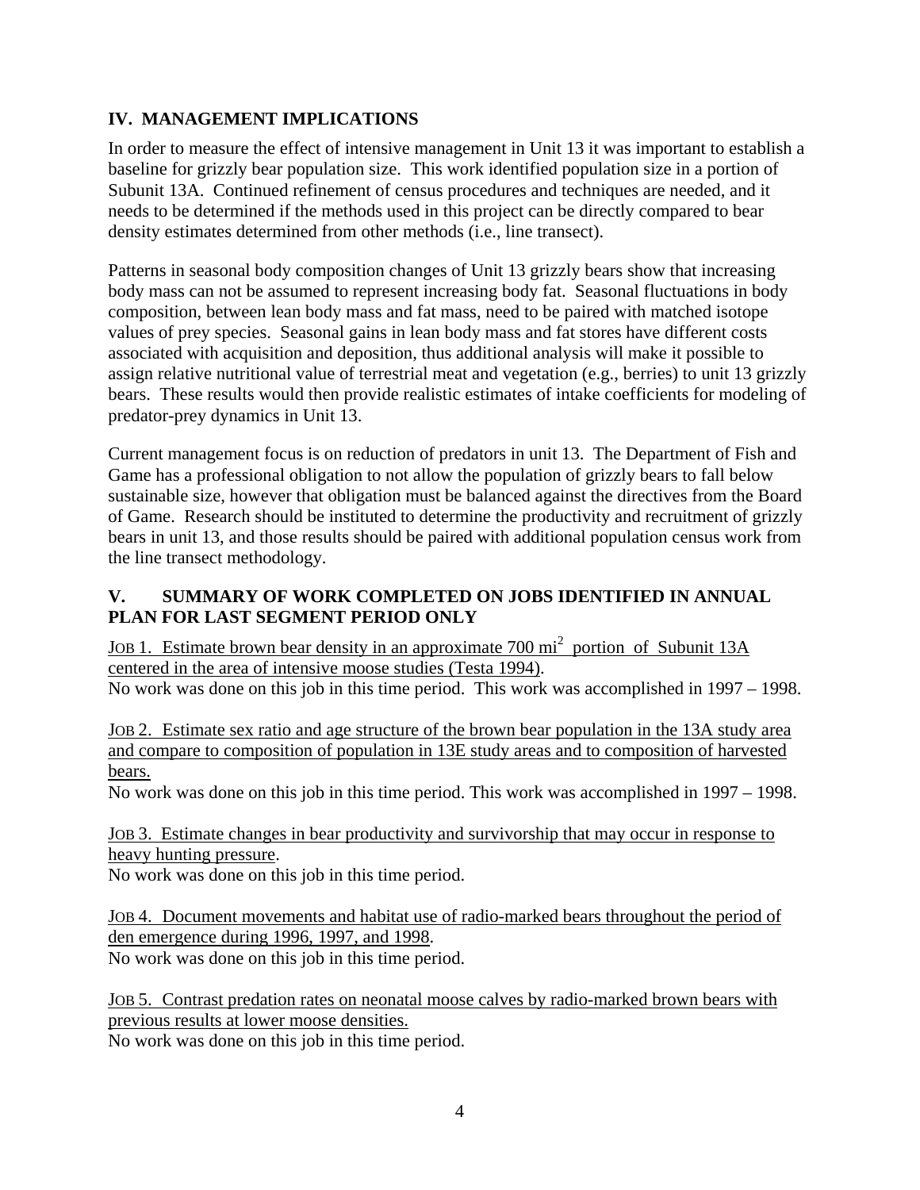## IV. MANAGEMENT IMPLICATIONS

In order to measure the effect of intensive management in Unit 13 it was important to establish a baseline for grizzly bear population size. This work identified population size in a portion of Subunit 13A. Continued refinement of census procedures and techniques are needed, and it needs to be determined if the methods used in this project can be directly compared to bear density estimates determined from other methods (i.e., line transect).

Patterns in seasonal body composition changes of Unit 13 grizzly bears show that increasing body mass can not be assumed to represent increasing body fat. Seasonal fluctuations in body composition, between lean body mass and fat mass, need to be paired with matched isotope values of prey species. Seasonal gains in lean body mass and fat stores have different costs associated with acquisition and deposition, thus additional analysis will make it possible to assign relative nutritional value of terrestrial meat and vegetation (e.g., berries) to unit 13 grizzly bears. These results would then provide realistic estimates of intake coefficients for modeling of predator-prey dynamics in Unit 13.

Current management focus is on reduction of predators in unit 13. The Department of Fish and Game has a professional obligation to not allow the population of grizzly bears to fall below sustainable size, however that obligation must be balanced against the directives from the Board of Game. Research should be instituted to determine the productivity and recruitment of grizzly bears in unit 13, and those results should be paired with additional population census work from the line transect methodology.

## V. SUMMARY OF WORK COMPLETED ON JOBS IDENTIFIED IN ANNUAL PLAN FOR LAST SEGMENT PERIOD ONLY

JOB 1. Estimate brown bear density in an approximate 700 $mi^2$ portion of Subunit 13A centered in the area of intensive moose studies (Testa 1994).
No work was done on this job in this time period. This work was accomplished in 1997 – 1998.

JOB 2. Estimate sex ratio and age structure of the brown bear population in the 13A study area and compare to composition of population in 13E study areas and to composition of harvested bears.
No work was done on this job in this time period. This work was accomplished in 1997 – 1998.

JOB 3. Estimate changes in bear productivity and survivorship that may occur in response to heavy hunting pressure.
No work was done on this job in this time period.

JOB 4. Document movements and habitat use of radio-marked bears throughout the period of den emergence during 1996, 1997, and 1998.
No work was done on this job in this time period.

JOB 5. Contrast predation rates on neonatal moose calves by radio-marked brown bears with previous results at lower moose densities.
No work was done on this job in this time period.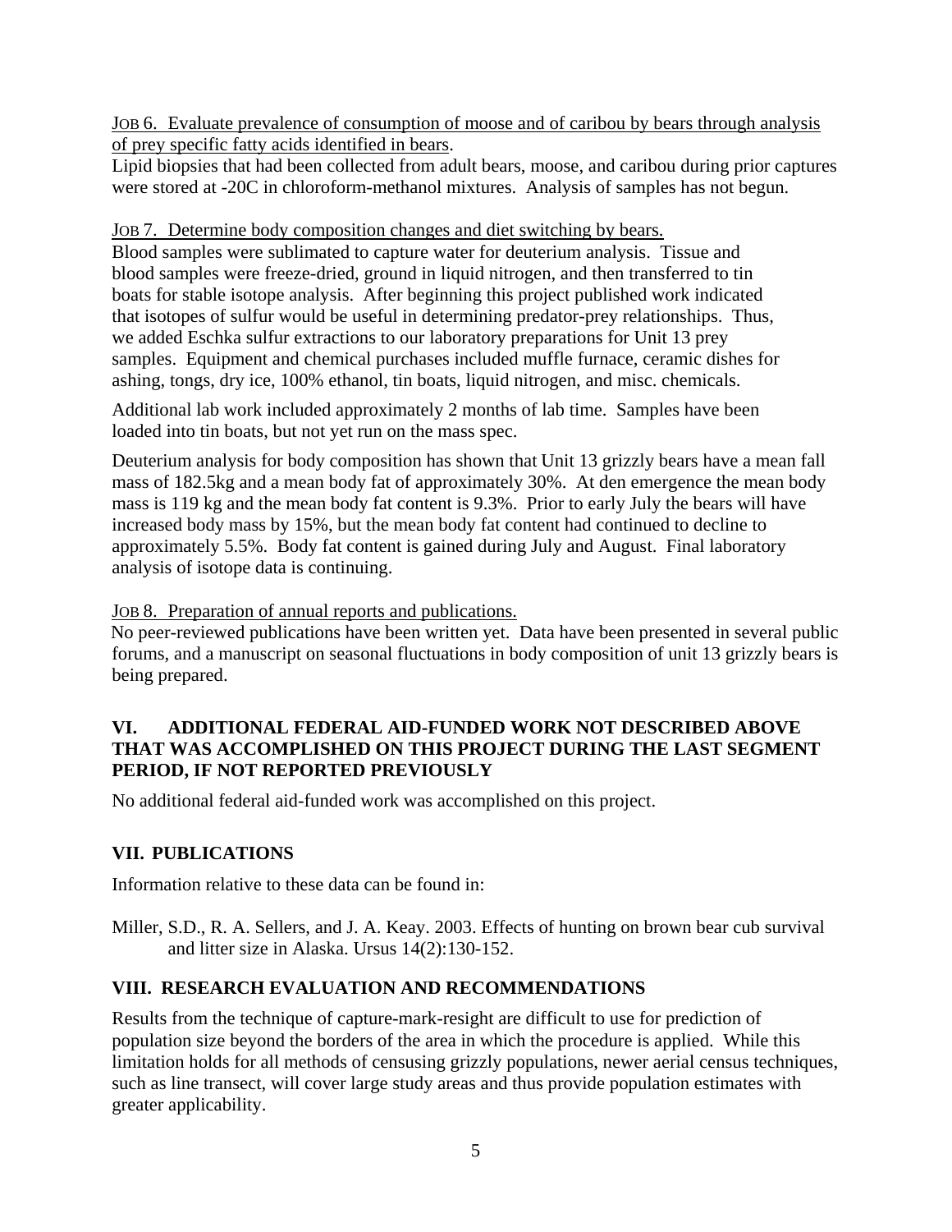JOB 6. Evaluate prevalence of consumption of moose and of caribou by bears through analysis of prey specific fatty acids identified in bears.

Lipid biopsies that had been collected from adult bears, moose, and caribou during prior captures were stored at -20C in chloroform-methanol mixtures. Analysis of samples has not begun.

JOB 7. Determine body composition changes and diet switching by bears.

Blood samples were sublimated to capture water for deuterium analysis. Tissue and blood samples were freeze-dried, ground in liquid nitrogen, and then transferred to tin boats for stable isotope analysis. After beginning this project published work indicated that isotopes of sulfur would be useful in determining predator-prey relationships. Thus, we added Eschka sulfur extractions to our laboratory preparations for Unit 13 prey samples. Equipment and chemical purchases included muffle furnace, ceramic dishes for ashing, tongs, dry ice, 100% ethanol, tin boats, liquid nitrogen, and misc. chemicals.

Additional lab work included approximately 2 months of lab time. Samples have been loaded into tin boats, but not yet run on the mass spec.

Deuterium analysis for body composition has shown that Unit 13 grizzly bears have a mean fall mass of 182.5kg and a mean body fat of approximately 30%. At den emergence the mean body mass is 119 kg and the mean body fat content is 9.3%. Prior to early July the bears will have increased body mass by 15%, but the mean body fat content had continued to decline to approximately 5.5%. Body fat content is gained during July and August. Final laboratory analysis of isotope data is continuing.

JOB 8. Preparation of annual reports and publications.

No peer-reviewed publications have been written yet. Data have been presented in several public forums, and a manuscript on seasonal fluctuations in body composition of unit 13 grizzly bears is being prepared.

## VI. ADDITIONAL FEDERAL AID-FUNDED WORK NOT DESCRIBED ABOVE THAT WAS ACCOMPLISHED ON THIS PROJECT DURING THE LAST SEGMENT PERIOD, IF NOT REPORTED PREVIOUSLY

No additional federal aid-funded work was accomplished on this project.

## VII. PUBLICATIONS

Information relative to these data can be found in:

Miller, S.D., R. A. Sellers, and J. A. Keay. 2003. Effects of hunting on brown bear cub survival and litter size in Alaska. Ursus 14(2):130-152.

## VIII. RESEARCH EVALUATION AND RECOMMENDATIONS

Results from the technique of capture-mark-resight are difficult to use for prediction of population size beyond the borders of the area in which the procedure is applied. While this limitation holds for all methods of censusing grizzly populations, newer aerial census techniques, such as line transect, will cover large study areas and thus provide population estimates with greater applicability.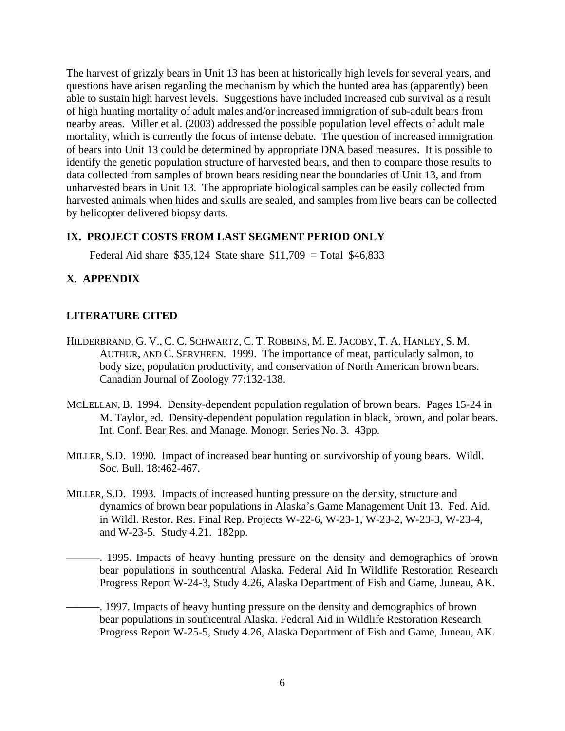The harvest of grizzly bears in Unit 13 has been at historically high levels for several years, and questions have arisen regarding the mechanism by which the hunted area has (apparently) been able to sustain high harvest levels. Suggestions have included increased cub survival as a result of high hunting mortality of adult males and/or increased immigration of sub-adult bears from nearby areas. Miller et al. (2003) addressed the possible population level effects of adult male mortality, which is currently the focus of intense debate. The question of increased immigration of bears into Unit 13 could be determined by appropriate DNA based measures. It is possible to identify the genetic population structure of harvested bears, and then to compare those results to data collected from samples of brown bears residing near the boundaries of Unit 13, and from unharvested bears in Unit 13. The appropriate biological samples can be easily collected from harvested animals when hides and skulls are sealed, and samples from live bears can be collected by helicopter delivered biopsy darts.

## IX. PROJECT COSTS FROM LAST SEGMENT PERIOD ONLY

Federal Aid share $35,124 State share $11,709 = Total $46,833

## X. APPENDIX

## LITERATURE CITED

HILDERBRAND, G. V., C. C. SCHWARTZ, C. T. ROBBINS, M. E. JACOBY, T. A. HANLEY, S. M. AUTHUR, AND C. SERVHEEN. 1999. The importance of meat, particularly salmon, to body size, population productivity, and conservation of North American brown bears. Canadian Journal of Zoology 77:132-138.

MCLELLAN, B. 1994. Density-dependent population regulation of brown bears. Pages 15-24 in M. Taylor, ed. Density-dependent population regulation in black, brown, and polar bears. Int. Conf. Bear Res. and Manage. Monogr. Series No. 3. 43pp.

MILLER, S.D. 1990. Impact of increased bear hunting on survivorship of young bears. Wildl. Soc. Bull. 18:462-467.

MILLER, S.D. 1993. Impacts of increased hunting pressure on the density, structure and dynamics of brown bear populations in Alaska's Game Management Unit 13. Fed. Aid. in Wildl. Restor. Res. Final Rep. Projects W-22-6, W-23-1, W-23-2, W-23-3, W-23-4, and W-23-5. Study 4.21. 182pp.

———. 1995. Impacts of heavy hunting pressure on the density and demographics of brown bear populations in southcentral Alaska. Federal Aid In Wildlife Restoration Research Progress Report W-24-3, Study 4.26, Alaska Department of Fish and Game, Juneau, AK.

———. 1997. Impacts of heavy hunting pressure on the density and demographics of brown bear populations in southcentral Alaska. Federal Aid in Wildlife Restoration Research Progress Report W-25-5, Study 4.26, Alaska Department of Fish and Game, Juneau, AK.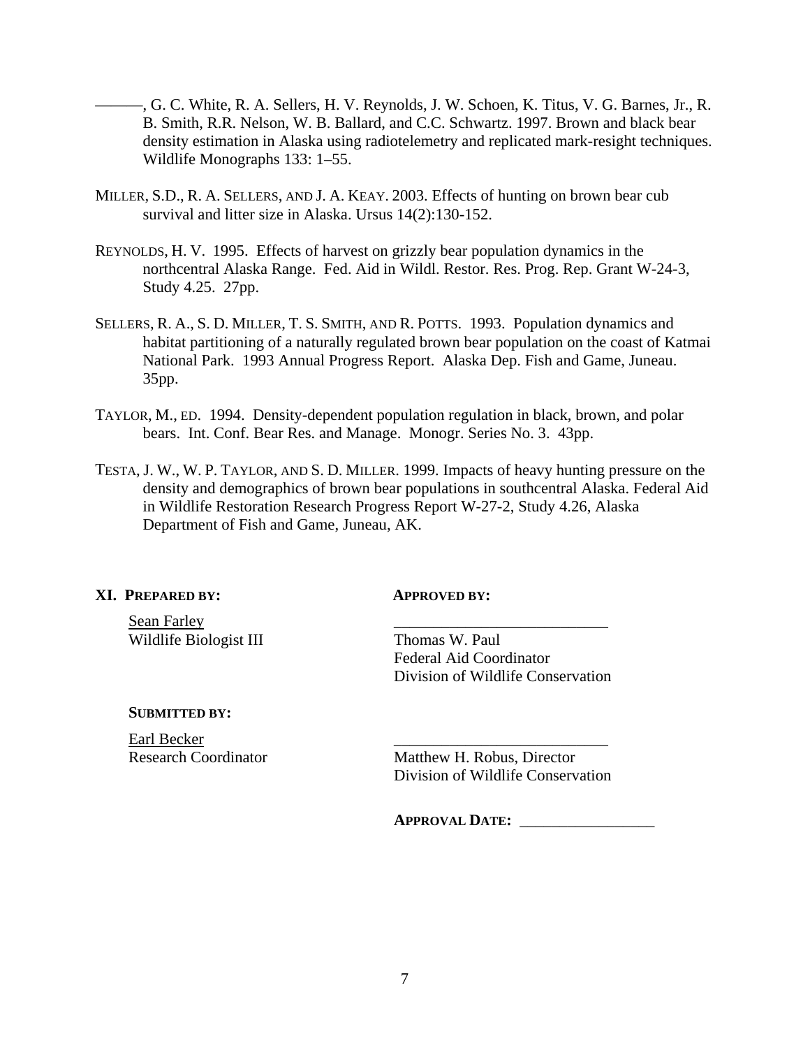———, G. C. White, R. A. Sellers, H. V. Reynolds, J. W. Schoen, K. Titus, V. G. Barnes, Jr., R. B. Smith, R.R. Nelson, W. B. Ballard, and C.C. Schwartz. 1997. Brown and black bear density estimation in Alaska using radiotelemetry and replicated mark-resight techniques. Wildlife Monographs 133: 1–55.

MILLER, S.D., R. A. SELLERS, AND J. A. KEAY. 2003. Effects of hunting on brown bear cub survival and litter size in Alaska. Ursus 14(2):130-152.

REYNOLDS, H. V. 1995. Effects of harvest on grizzly bear population dynamics in the northcentral Alaska Range. Fed. Aid in Wildl. Restor. Res. Prog. Rep. Grant W-24-3, Study 4.25. 27pp.

SELLERS, R. A., S. D. MILLER, T. S. SMITH, AND R. POTTS. 1993. Population dynamics and habitat partitioning of a naturally regulated brown bear population on the coast of Katmai National Park. 1993 Annual Progress Report. Alaska Dep. Fish and Game, Juneau. 35pp.

TAYLOR, M., ED. 1994. Density-dependent population regulation in black, brown, and polar bears. Int. Conf. Bear Res. and Manage. Monogr. Series No. 3. 43pp.

TESTA, J. W., W. P. TAYLOR, AND S. D. MILLER. 1999. Impacts of heavy hunting pressure on the density and demographics of brown bear populations in southcentral Alaska. Federal Aid in Wildlife Restoration Research Progress Report W-27-2, Study 4.26, Alaska Department of Fish and Game, Juneau, AK.

## XI. PREPARED BY:

Sean Farley
Wildlife Biologist III

**SUBMITTED BY:**

Earl Becker
Research Coordinator

**APPROVED BY:**

___________________________
Thomas W. Paul
Federal Aid Coordinator
Division of Wildlife Conservation

___________________________
Matthew H. Robus, Director
Division of Wildlife Conservation

**APPROVAL DATE:** _________________